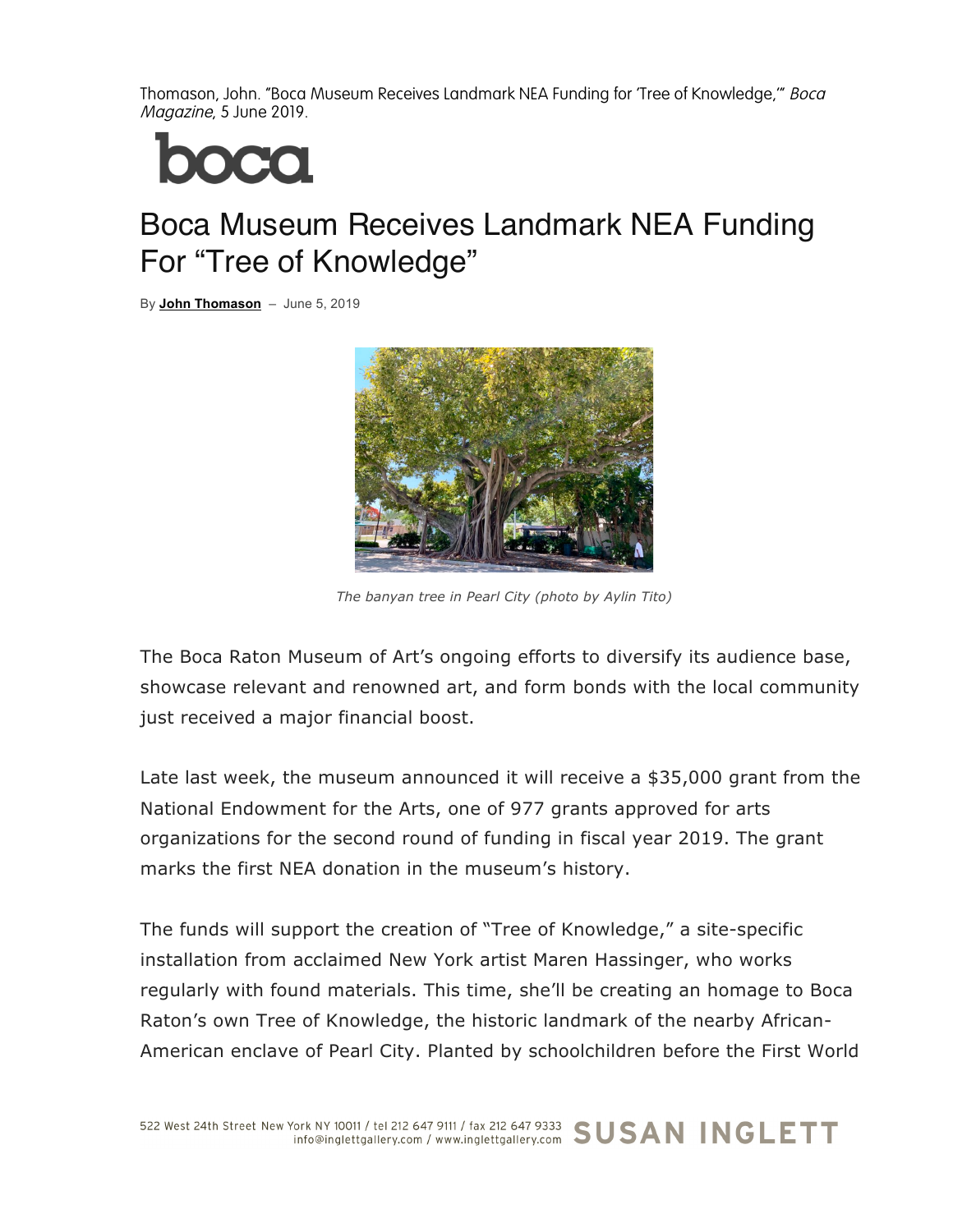Thomason, John. "Boca Museum Receives Landmark NEA Funding for 'Tree of Knowledge,'" *Boca Magazine*, 5 June 2019.

boca

# Boca Museum Receives Landmark NEA Funding For "Tree of Knowledge"

By **John Thomason** – June 5, 2019

*The banyan tree in Pearl City (photo by Aylin Tito)*

The Boca Raton Museum of Art's ongoing efforts to diversify its audience base, showcase relevant and renowned art, and form bonds with the local community just received a major financial boost.

Late last week, the museum announced it will receive a $35,000 grant from the National Endowment for the Arts, one of 977 grants approved for arts organizations for the second round of funding in fiscal year 2019. The grant marks the first NEA donation in the museum's history.

The funds will support the creation of "Tree of Knowledge," a site-specific installation from acclaimed New York artist Maren Hassinger, who works regularly with found materials. This time, she'll be creating an homage to Boca Raton's own Tree of Knowledge, the historic landmark of the nearby African-American enclave of Pearl City. Planted by schoolchildren before the First World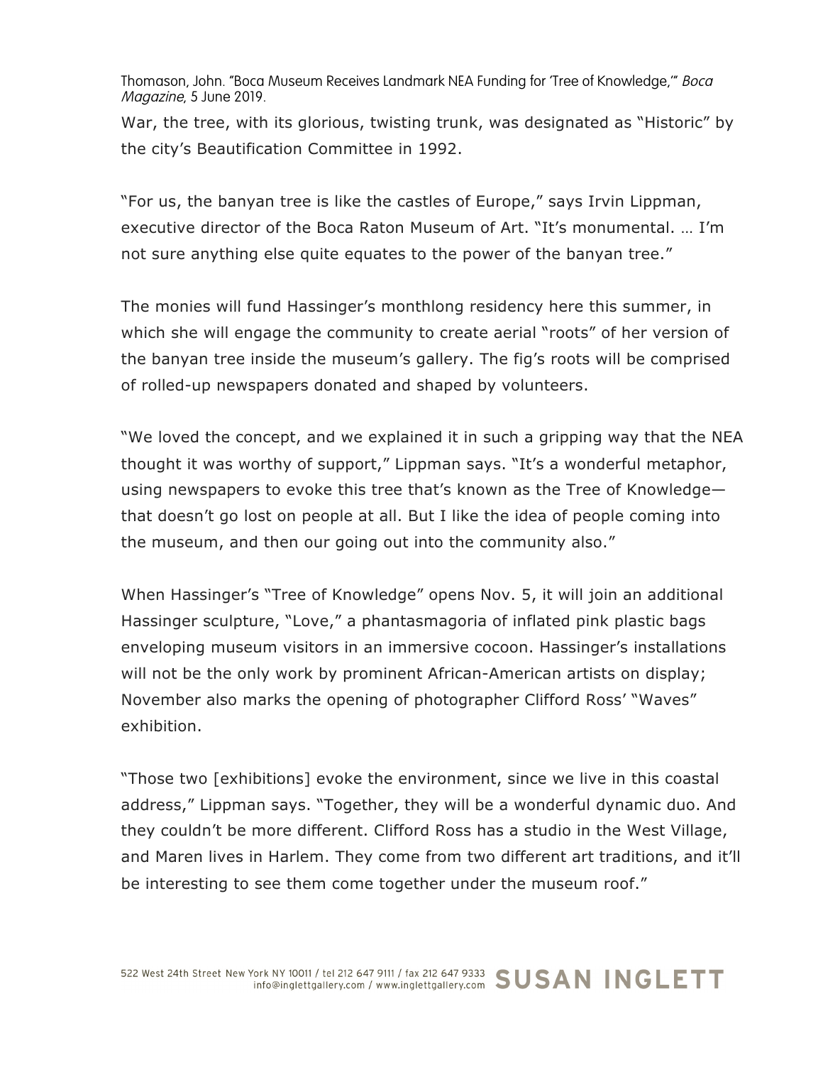War, the tree, with its glorious, twisting trunk, was designated as "Historic" by the city's Beautification Committee in 1992.

"For us, the banyan tree is like the castles of Europe," says Irvin Lippman, executive director of the Boca Raton Museum of Art. "It's monumental. … I'm not sure anything else quite equates to the power of the banyan tree."

The monies will fund Hassinger's monthlong residency here this summer, in which she will engage the community to create aerial "roots" of her version of the banyan tree inside the museum's gallery. The fig's roots will be comprised of rolled-up newspapers donated and shaped by volunteers.

"We loved the concept, and we explained it in such a gripping way that the NEA thought it was worthy of support," Lippman says. "It's a wonderful metaphor, using newspapers to evoke this tree that's known as the Tree of Knowledge—that doesn't go lost on people at all. But I like the idea of people coming into the museum, and then our going out into the community also."

When Hassinger's "Tree of Knowledge" opens Nov. 5, it will join an additional Hassinger sculpture, "Love," a phantasmagoria of inflated pink plastic bags enveloping museum visitors in an immersive cocoon. Hassinger's installations will not be the only work by prominent African-American artists on display; November also marks the opening of photographer Clifford Ross' "Waves" exhibition.

"Those two [exhibitions] evoke the environment, since we live in this coastal address," Lippman says. "Together, they will be a wonderful dynamic duo. And they couldn't be more different. Clifford Ross has a studio in the West Village, and Maren lives in Harlem. They come from two different art traditions, and it'll be interesting to see them come together under the museum roof."